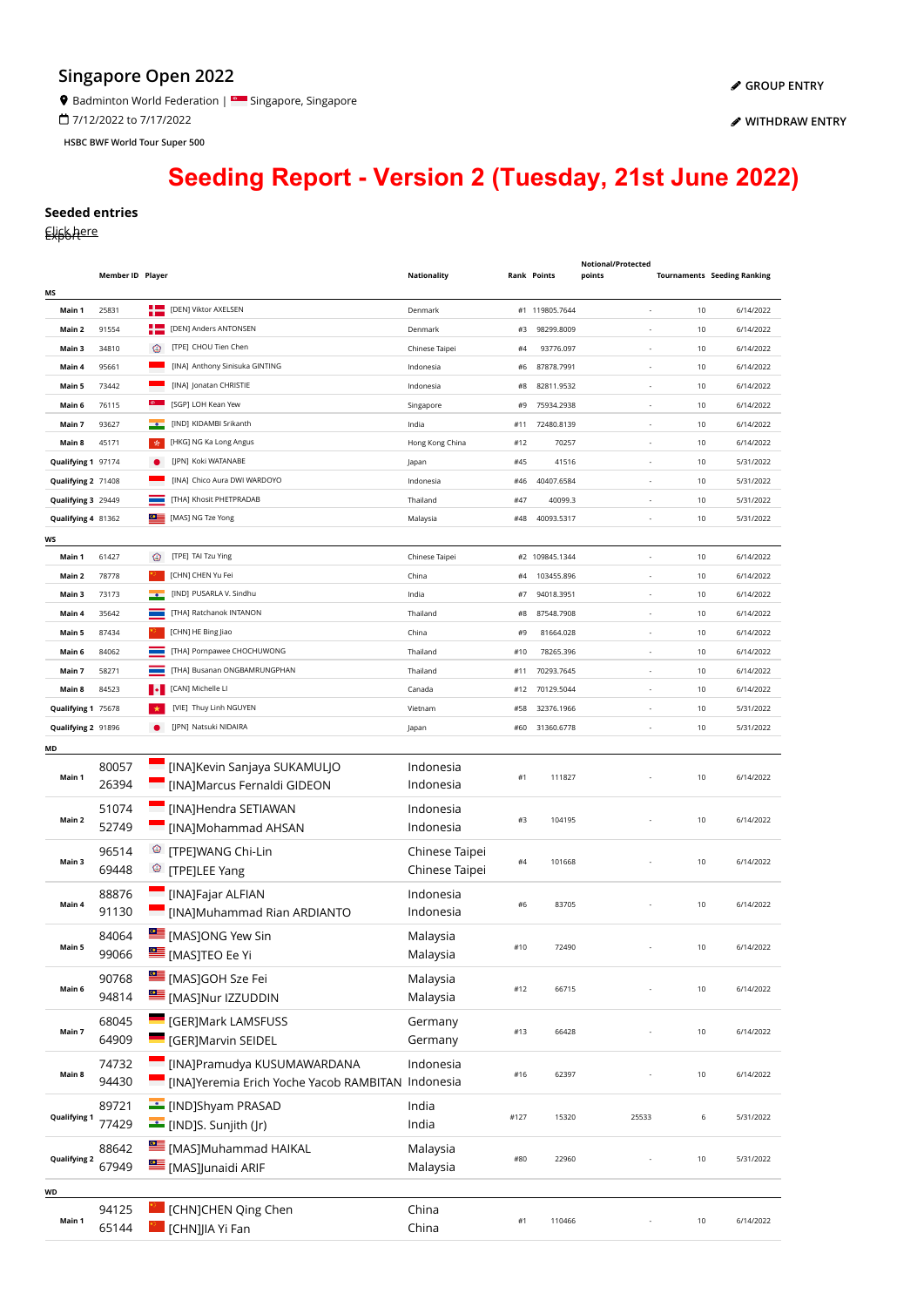## Singapore Open 2022

Badminton World Federation | Singapore, Singapore

7/12/2022 to 7/17/2022

HSBC BWF World Tour Super 500

GROUP ENTRY

WITHDRAW ENTRY

# Seeding Report - Version 2 (Tuesday, 21st June 2022)

### Seeded entries

Export

Click here

| | Member ID | Player | Nationality | Rank | Points | Notional/Protected points | Tournaments | Seeding Ranking |
|---|---|---|---|---|---|---|---|---|
| **MS** | | | | | | | | |
| Main 1 | 25831 | [DEN] Viktor AXELSEN | Denmark | #1 | 119805.7644 | - | 10 | 6/14/2022 |
| Main 2 | 91554 | [DEN] Anders ANTONSEN | Denmark | #3 | 98299.8009 | - | 10 | 6/14/2022 |
| Main 3 | 34810 | [TPE] CHOU Tien Chen | Chinese Taipei | #4 | 93776.097 | - | 10 | 6/14/2022 |
| Main 4 | 95661 | [INA] Anthony Sinisuka GINTING | Indonesia | #6 | 87878.7991 | - | 10 | 6/14/2022 |
| Main 5 | 73442 | [INA] Jonatan CHRISTIE | Indonesia | #8 | 82811.9532 | - | 10 | 6/14/2022 |
| Main 6 | 76115 | [SGP] LOH Kean Yew | Singapore | #9 | 75934.2938 | - | 10 | 6/14/2022 |
| Main 7 | 93627 | [IND] KIDAMBI Srikanth | India | #11 | 72480.8139 | - | 10 | 6/14/2022 |
| Main 8 | 45171 | [HKG] NG Ka Long Angus | Hong Kong China | #12 | 70257 | - | 10 | 6/14/2022 |
| Qualifying 1 | 97174 | [JPN] Koki WATANABE | Japan | #45 | 41516 | - | 10 | 5/31/2022 |
| Qualifying 2 | 71408 | [INA] Chico Aura DWI WARDOYO | Indonesia | #46 | 40407.6584 | - | 10 | 5/31/2022 |
| Qualifying 3 | 29449 | [THA] Khosit PHETPRADAB | Thailand | #47 | 40099.3 | - | 10 | 5/31/2022 |
| Qualifying 4 | 81362 | [MAS] NG Tze Yong | Malaysia | #48 | 40093.5317 | - | 10 | 5/31/2022 |
| **WS** | | | | | | | | |
| Main 1 | 61427 | [TPE] TAI Tzu Ying | Chinese Taipei | #2 | 109845.1344 | - | 10 | 6/14/2022 |
| Main 2 | 78778 | [CHN] CHEN Yu Fei | China | #4 | 103455.896 | - | 10 | 6/14/2022 |
| Main 3 | 73173 | [IND] PUSARLA V. Sindhu | India | #7 | 94018.3951 | - | 10 | 6/14/2022 |
| Main 4 | 35642 | [THA] Ratchanok INTANON | Thailand | #8 | 87548.7908 | - | 10 | 6/14/2022 |
| Main 5 | 87434 | [CHN] HE Bing Jiao | China | #9 | 81664.028 | - | 10 | 6/14/2022 |
| Main 6 | 84062 | [THA] Pornpawee CHOCHUWONG | Thailand | #10 | 78265.396 | - | 10 | 6/14/2022 |
| Main 7 | 58271 | [THA] Busanan ONGBAMRUNGPHAN | Thailand | #11 | 70293.7645 | - | 10 | 6/14/2022 |
| Main 8 | 84523 | [CAN] Michelle LI | Canada | #12 | 70129.5044 | - | 10 | 6/14/2022 |
| Qualifying 1 | 75678 | [VIE] Thuy Linh NGUYEN | Vietnam | #58 | 32376.1966 | - | 10 | 5/31/2022 |
| Qualifying 2 | 91896 | [JPN] Natsuki NIDAIRA | Japan | #60 | 31360.6778 | - | 10 | 5/31/2022 |
| **MD** | | | | | | | | |
| Main 1 | 80057<br>26394 | [INA]Kevin Sanjaya SUKAMULJO<br>[INA]Marcus Fernaldi GIDEON | Indonesia<br>Indonesia | #1 | 111827 | - | 10 | 6/14/2022 |
| Main 2 | 51074<br>52749 | [INA]Hendra SETIAWAN<br>[INA]Mohammad AHSAN | Indonesia<br>Indonesia | #3 | 104195 | - | 10 | 6/14/2022 |
| Main 3 | 96514<br>69448 | [TPE]WANG Chi-Lin<br>[TPE]LEE Yang | Chinese Taipei<br>Chinese Taipei | #4 | 101668 | - | 10 | 6/14/2022 |
| Main 4 | 88876<br>91130 | [INA]Fajar ALFIAN<br>[INA]Muhammad Rian ARDIANTO | Indonesia<br>Indonesia | #6 | 83705 | - | 10 | 6/14/2022 |
| Main 5 | 84064<br>99066 | [MAS]ONG Yew Sin<br>[MAS]TEO Ee Yi | Malaysia<br>Malaysia | #10 | 72490 | - | 10 | 6/14/2022 |
| Main 6 | 90768<br>94814 | [MAS]GOH Sze Fei<br>[MAS]Nur IZZUDDIN | Malaysia<br>Malaysia | #12 | 66715 | - | 10 | 6/14/2022 |
| Main 7 | 68045<br>64909 | [GER]Mark LAMSFUSS<br>[GER]Marvin SEIDEL | Germany<br>Germany | #13 | 66428 | - | 10 | 6/14/2022 |
| Main 8 | 74732<br>94430 | [INA]Pramudya KUSUMAWARDANA<br>[INA]Yeremia Erich Yoche Yacob RAMBITAN | Indonesia<br>Indonesia | #16 | 62397 | - | 10 | 6/14/2022 |
| Qualifying 1 | 89721<br>77429 | [IND]Shyam PRASAD<br>[IND]S. Sunjith (Jr) | India<br>India | #127 | 15320 | 25533 | 6 | 5/31/2022 |
| Qualifying 2 | 88642<br>67949 | [MAS]Muhammad HAIKAL<br>[MAS]Junaidi ARIF | Malaysia<br>Malaysia | #80 | 22960 | - | 10 | 5/31/2022 |
| **WD** | | | | | | | | |
| Main 1 | 94125<br>65144 | [CHN]CHEN Qing Chen<br>[CHN]JIA Yi Fan | China<br>China | #1 | 110466 | - | 10 | 6/14/2022 |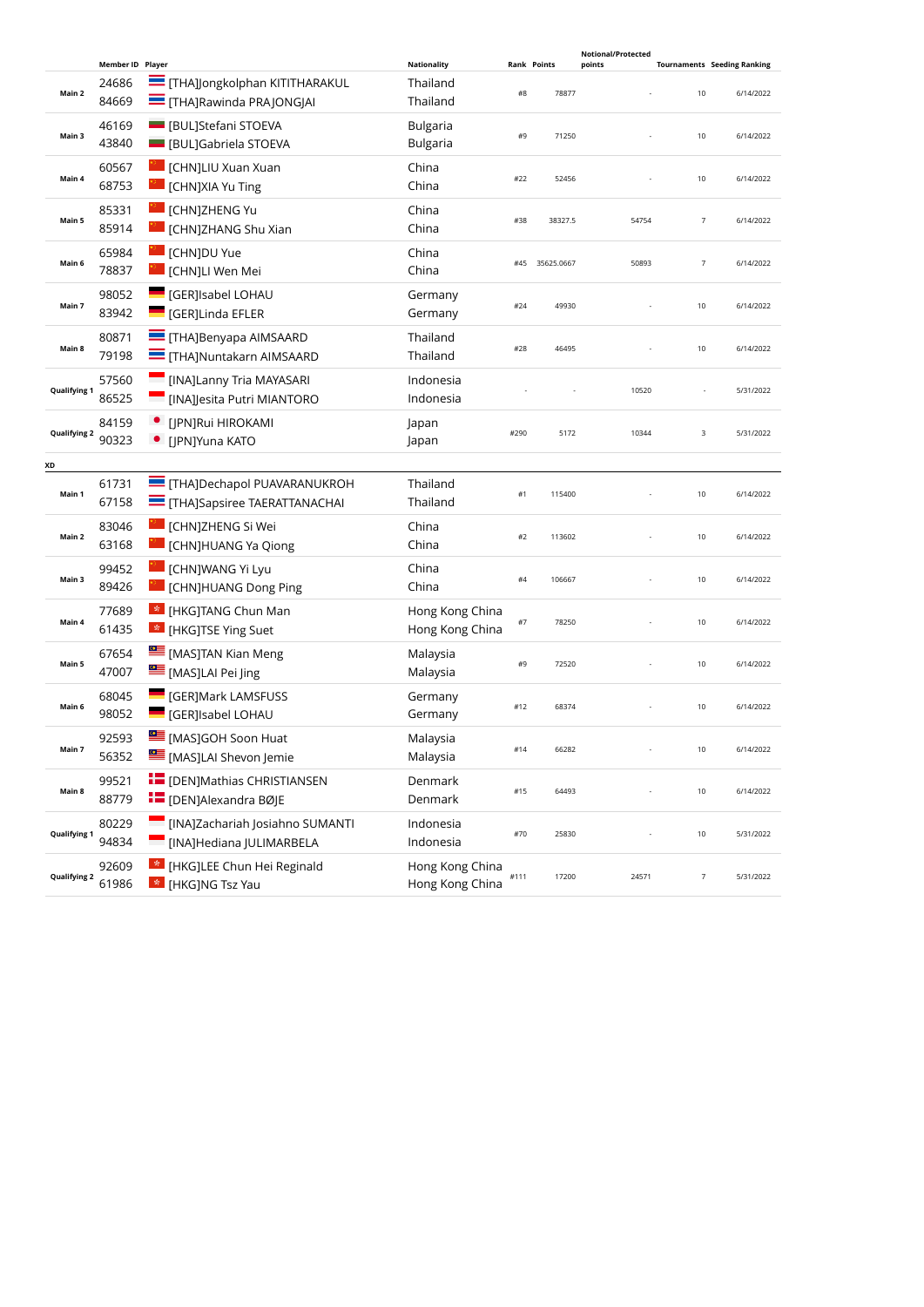| | Member ID | Player | Nationality | Rank | Points | Notional/Protected points | Tournaments | Seeding Ranking |
|---|---|---|---|---|---|---|---|---|
| Main 2 | 24686<br>84669 | [THA]Jongkolphan KITITHARAKUL<br>[THA]Rawinda PRAJONGJAI | Thailand<br>Thailand | #8 | 78877 | - | 10 | 6/14/2022 |
| Main 3 | 46169<br>43840 | [BUL]Stefani STOEVA<br>[BUL]Gabriela STOEVA | Bulgaria<br>Bulgaria | #9 | 71250 | - | 10 | 6/14/2022 |
| Main 4 | 60567<br>68753 | [CHN]LIU Xuan Xuan<br>[CHN]XIA Yu Ting | China<br>China | #22 | 52456 | - | 10 | 6/14/2022 |
| Main 5 | 85331<br>85914 | [CHN]ZHENG Yu<br>[CHN]ZHANG Shu Xian | China<br>China | #38 | 38327.5 | 54754 | 7 | 6/14/2022 |
| Main 6 | 65984<br>78837 | [CHN]DU Yue<br>[CHN]LI Wen Mei | China<br>China | #45 | 35625.0667 | 50893 | 7 | 6/14/2022 |
| Main 7 | 98052<br>83942 | [GER]Isabel LOHAU<br>[GER]Linda EFLER | Germany<br>Germany | #24 | 49930 | - | 10 | 6/14/2022 |
| Main 8 | 80871<br>79198 | [THA]Benyapa AIMSAARD<br>[THA]Nuntakarn AIMSAARD | Thailand<br>Thailand | #28 | 46495 | - | 10 | 6/14/2022 |
| Qualifying 1 | 57560<br>86525 | [INA]Lanny Tria MAYASARI<br>[INA]Jesita Putri MIANTORO | Indonesia<br>Indonesia | - | - | 10520 | - | 5/31/2022 |
| Qualifying 2 | 84159<br>90323 | [JPN]Rui HIROKAMI<br>[JPN]Yuna KATO | Japan<br>Japan | #290 | 5172 | 10344 | 3 | 5/31/2022 |

**XD**

| | Member ID | Player | Nationality | Rank | Points | Notional/Protected points | Tournaments | Seeding Ranking |
|---|---|---|---|---|---|---|---|---|
| Main 1 | 61731<br>67158 | [THA]Dechapol PUAVARANUKROH<br>[THA]Sapsiree TAERATTANACHAI | Thailand<br>Thailand | #1 | 115400 | - | 10 | 6/14/2022 |
| Main 2 | 83046<br>63168 | [CHN]ZHENG Si Wei<br>[CHN]HUANG Ya Qiong | China<br>China | #2 | 113602 | - | 10 | 6/14/2022 |
| Main 3 | 99452<br>89426 | [CHN]WANG Yi Lyu<br>[CHN]HUANG Dong Ping | China<br>China | #4 | 106667 | - | 10 | 6/14/2022 |
| Main 4 | 77689<br>61435 | [HKG]TANG Chun Man<br>[HKG]TSE Ying Suet | Hong Kong China<br>Hong Kong China | #7 | 78250 | - | 10 | 6/14/2022 |
| Main 5 | 67654<br>47007 | [MAS]TAN Kian Meng<br>[MAS]LAI Pei Jing | Malaysia<br>Malaysia | #9 | 72520 | - | 10 | 6/14/2022 |
| Main 6 | 68045<br>98052 | [GER]Mark LAMSFUSS<br>[GER]Isabel LOHAU | Germany<br>Germany | #12 | 68374 | - | 10 | 6/14/2022 |
| Main 7 | 92593<br>56352 | [MAS]GOH Soon Huat<br>[MAS]LAI Shevon Jemie | Malaysia<br>Malaysia | #14 | 66282 | - | 10 | 6/14/2022 |
| Main 8 | 99521<br>88779 | [DEN]Mathias CHRISTIANSEN<br>[DEN]Alexandra BØJE | Denmark<br>Denmark | #15 | 64493 | - | 10 | 6/14/2022 |
| Qualifying 1 | 80229<br>94834 | [INA]Zachariah Josiahno SUMANTI<br>[INA]Hediana JULIMARBELA | Indonesia<br>Indonesia | #70 | 25830 | - | 10 | 5/31/2022 |
| Qualifying 2 | 92609<br>61986 | [HKG]LEE Chun Hei Reginald<br>[HKG]NG Tsz Yau | Hong Kong China<br>Hong Kong China | #111 | 17200 | 24571 | 7 | 5/31/2022 |